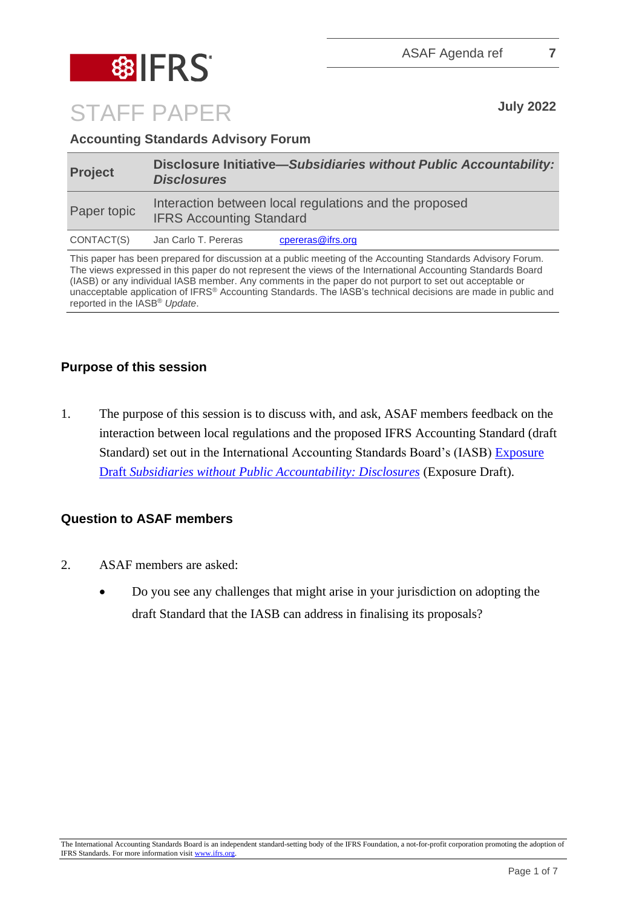ASAF Agenda ref 7

# STAFF PAPER

**July 2022**

**Accounting Standards Advisory Forum**

| **Project** | **Disclosure Initiative—*Subsidiaries without Public Accountability: Disclosures*** | |
|---|---|---|
| Paper topic | Interaction between local regulations and the proposed IFRS Accounting Standard | |
| CONTACT(S) | Jan Carlo T. Pereras | cpereras@ifrs.org |

This paper has been prepared for discussion at a public meeting of the Accounting Standards Advisory Forum. The views expressed in this paper do not represent the views of the International Accounting Standards Board (IASB) or any individual IASB member. Any comments in the paper do not purport to set out acceptable or unacceptable application of IFRS® Accounting Standards. The IASB's technical decisions are made in public and reported in the IASB® *Update*.

## Purpose of this session

1. The purpose of this session is to discuss with, and ask, ASAF members feedback on the interaction between local regulations and the proposed IFRS Accounting Standard (draft Standard) set out in the International Accounting Standards Board's (IASB) Exposure Draft *Subsidiaries without Public Accountability: Disclosures* (Exposure Draft).

## Question to ASAF members

2. ASAF members are asked:
   - Do you see any challenges that might arise in your jurisdiction on adopting the draft Standard that the IASB can address in finalising its proposals?

The International Accounting Standards Board is an independent standard-setting body of the IFRS Foundation, a not-for-profit corporation promoting the adoption of IFRS Standards. For more information visit www.ifrs.org.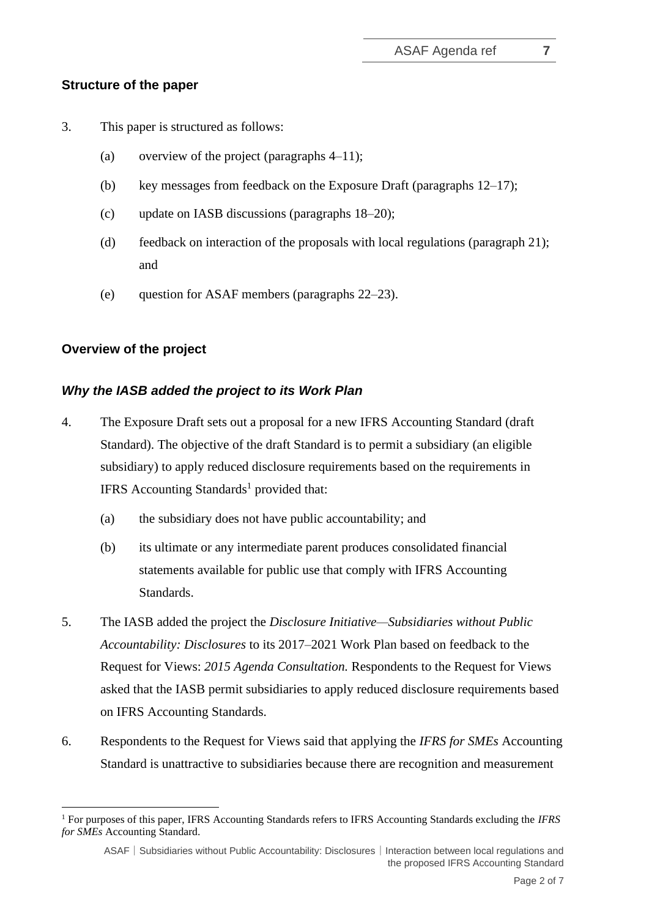## Structure of the paper

3. This paper is structured as follows:

   (a) overview of the project (paragraphs 4–11);

   (b) key messages from feedback on the Exposure Draft (paragraphs 12–17);

   (c) update on IASB discussions (paragraphs 18–20);

   (d) feedback on interaction of the proposals with local regulations (paragraph 21); and

   (e) question for ASAF members (paragraphs 22–23).

## Overview of the project

### *Why the IASB added the project to its Work Plan*

4. The Exposure Draft sets out a proposal for a new IFRS Accounting Standard (draft Standard). The objective of the draft Standard is to permit a subsidiary (an eligible subsidiary) to apply reduced disclosure requirements based on the requirements in IFRS Accounting Standards[1] provided that:

   (a) the subsidiary does not have public accountability; and

   (b) its ultimate or any intermediate parent produces consolidated financial statements available for public use that comply with IFRS Accounting Standards.

5. The IASB added the project the *Disclosure Initiative—Subsidiaries without Public Accountability: Disclosures* to its 2017–2021 Work Plan based on feedback to the Request for Views: *2015 Agenda Consultation.* Respondents to the Request for Views asked that the IASB permit subsidiaries to apply reduced disclosure requirements based on IFRS Accounting Standards.

6. Respondents to the Request for Views said that applying the *IFRS for SMEs* Accounting Standard is unattractive to subsidiaries because there are recognition and measurement

[1] For purposes of this paper, IFRS Accounting Standards refers to IFRS Accounting Standards excluding the *IFRS for SMEs* Accounting Standard.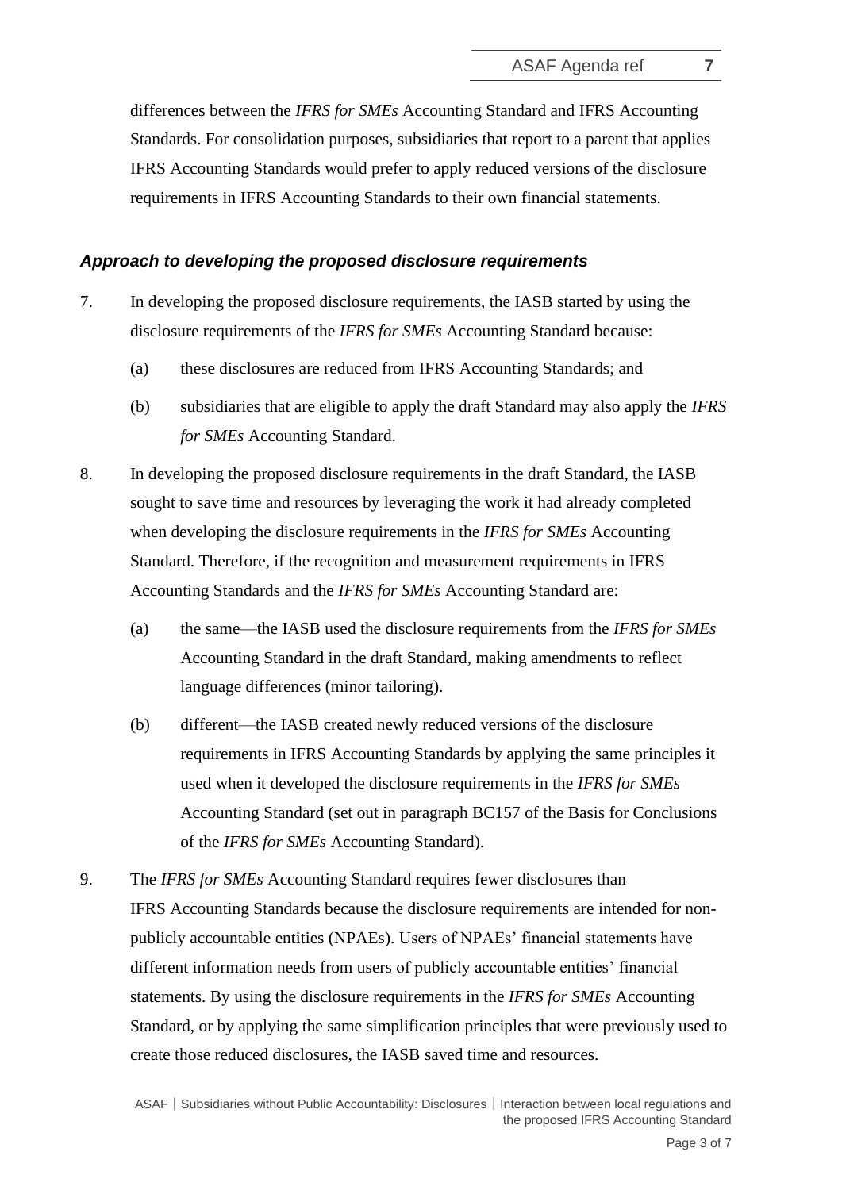differences between the *IFRS for SMEs* Accounting Standard and IFRS Accounting Standards. For consolidation purposes, subsidiaries that report to a parent that applies IFRS Accounting Standards would prefer to apply reduced versions of the disclosure requirements in IFRS Accounting Standards to their own financial statements.

### *Approach to developing the proposed disclosure requirements*

7. In developing the proposed disclosure requirements, the IASB started by using the disclosure requirements of the *IFRS for SMEs* Accounting Standard because:
   (a) these disclosures are reduced from IFRS Accounting Standards; and
   (b) subsidiaries that are eligible to apply the draft Standard may also apply the *IFRS for SMEs* Accounting Standard.

8. In developing the proposed disclosure requirements in the draft Standard, the IASB sought to save time and resources by leveraging the work it had already completed when developing the disclosure requirements in the *IFRS for SMEs* Accounting Standard. Therefore, if the recognition and measurement requirements in IFRS Accounting Standards and the *IFRS for SMEs* Accounting Standard are:
   (a) the same—the IASB used the disclosure requirements from the *IFRS for SMEs* Accounting Standard in the draft Standard, making amendments to reflect language differences (minor tailoring).
   (b) different—the IASB created newly reduced versions of the disclosure requirements in IFRS Accounting Standards by applying the same principles it used when it developed the disclosure requirements in the *IFRS for SMEs* Accounting Standard (set out in paragraph BC157 of the Basis for Conclusions of the *IFRS for SMEs* Accounting Standard).

9. The *IFRS for SMEs* Accounting Standard requires fewer disclosures than IFRS Accounting Standards because the disclosure requirements are intended for non-publicly accountable entities (NPAEs). Users of NPAEs' financial statements have different information needs from users of publicly accountable entities' financial statements. By using the disclosure requirements in the *IFRS for SMEs* Accounting Standard, or by applying the same simplification principles that were previously used to create those reduced disclosures, the IASB saved time and resources.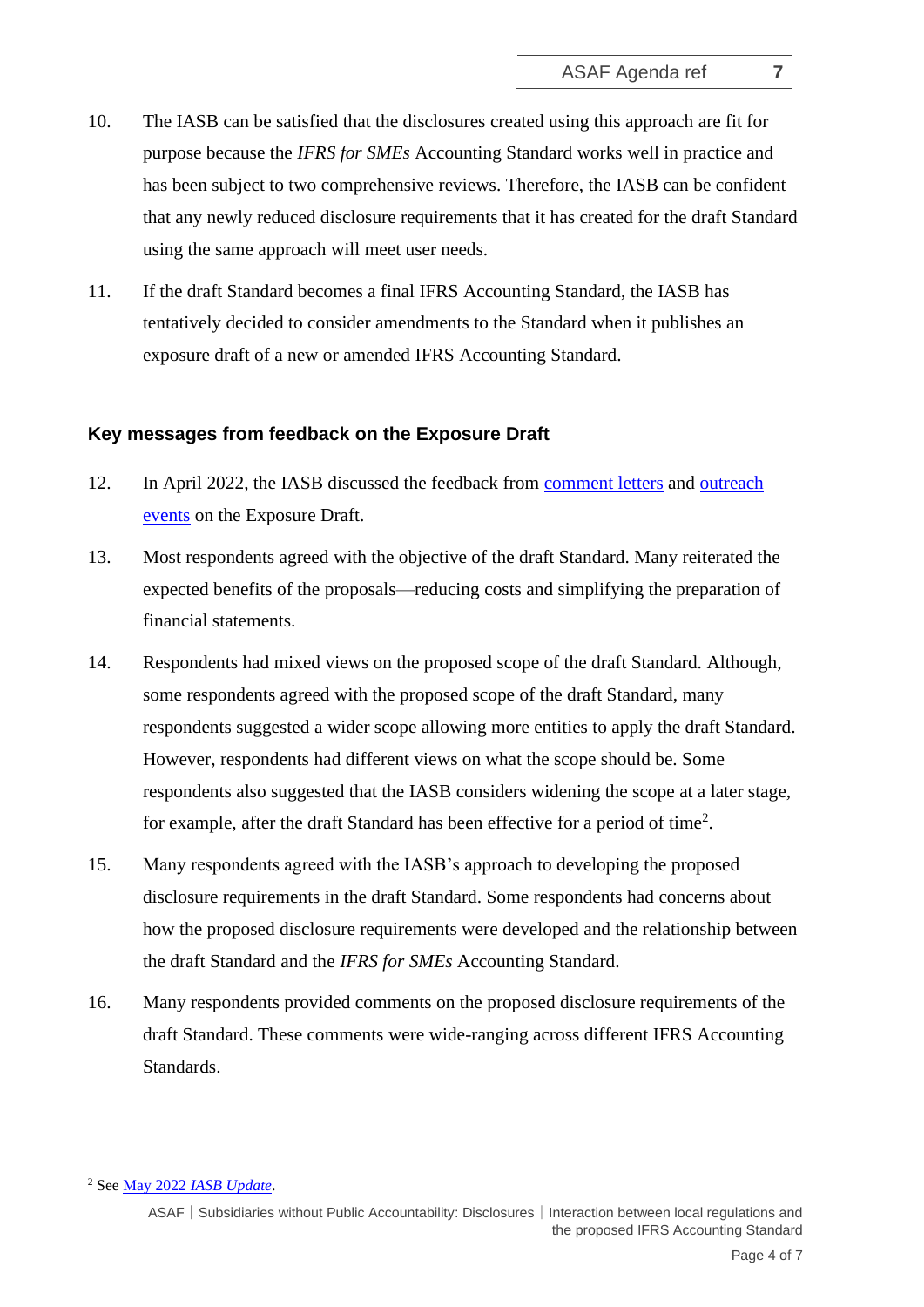10. The IASB can be satisfied that the disclosures created using this approach are fit for purpose because the *IFRS for SMEs* Accounting Standard works well in practice and has been subject to two comprehensive reviews. Therefore, the IASB can be confident that any newly reduced disclosure requirements that it has created for the draft Standard using the same approach will meet user needs.

11. If the draft Standard becomes a final IFRS Accounting Standard, the IASB has tentatively decided to consider amendments to the Standard when it publishes an exposure draft of a new or amended IFRS Accounting Standard.

## Key messages from feedback on the Exposure Draft

12. In April 2022, the IASB discussed the feedback from comment letters and outreach events on the Exposure Draft.

13. Most respondents agreed with the objective of the draft Standard. Many reiterated the expected benefits of the proposals—reducing costs and simplifying the preparation of financial statements.

14. Respondents had mixed views on the proposed scope of the draft Standard. Although, some respondents agreed with the proposed scope of the draft Standard, many respondents suggested a wider scope allowing more entities to apply the draft Standard. However, respondents had different views on what the scope should be. Some respondents also suggested that the IASB considers widening the scope at a later stage, for example, after the draft Standard has been effective for a period of time[2].

15. Many respondents agreed with the IASB's approach to developing the proposed disclosure requirements in the draft Standard. Some respondents had concerns about how the proposed disclosure requirements were developed and the relationship between the draft Standard and the *IFRS for SMEs* Accounting Standard.

16. Many respondents provided comments on the proposed disclosure requirements of the draft Standard. These comments were wide-ranging across different IFRS Accounting Standards.

---

[2] See May 2022 *IASB Update*.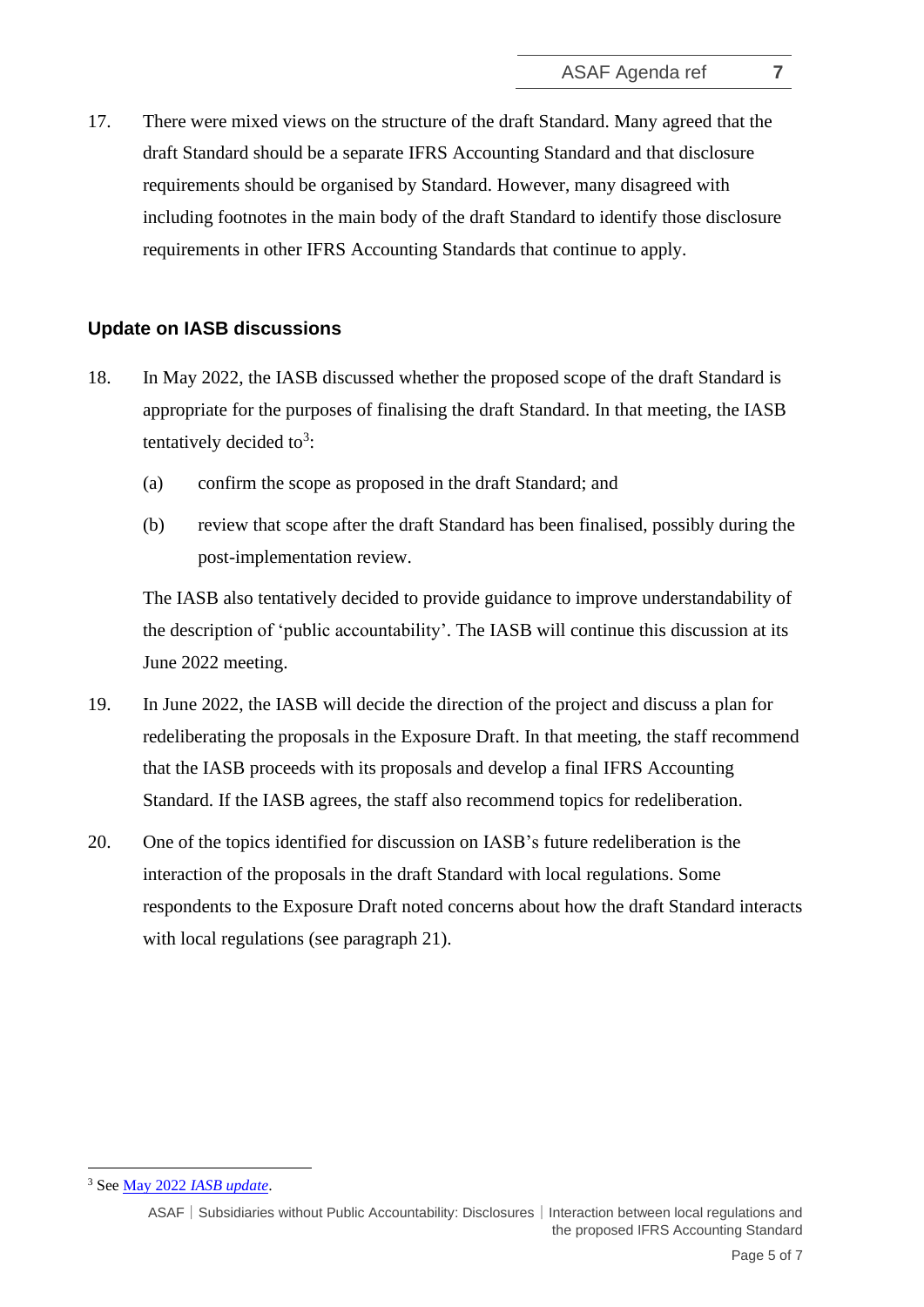17. There were mixed views on the structure of the draft Standard. Many agreed that the draft Standard should be a separate IFRS Accounting Standard and that disclosure requirements should be organised by Standard. However, many disagreed with including footnotes in the main body of the draft Standard to identify those disclosure requirements in other IFRS Accounting Standards that continue to apply.

## Update on IASB discussions

18. In May 2022, the IASB discussed whether the proposed scope of the draft Standard is appropriate for the purposes of finalising the draft Standard. In that meeting, the IASB tentatively decided to[3]:

    (a) confirm the scope as proposed in the draft Standard; and

    (b) review that scope after the draft Standard has been finalised, possibly during the post-implementation review.

    The IASB also tentatively decided to provide guidance to improve understandability of the description of 'public accountability'. The IASB will continue this discussion at its June 2022 meeting.

19. In June 2022, the IASB will decide the direction of the project and discuss a plan for redeliberating the proposals in the Exposure Draft. In that meeting, the staff recommend that the IASB proceeds with its proposals and develop a final IFRS Accounting Standard. If the IASB agrees, the staff also recommend topics for redeliberation.

20. One of the topics identified for discussion on IASB's future redeliberation is the interaction of the proposals in the draft Standard with local regulations. Some respondents to the Exposure Draft noted concerns about how the draft Standard interacts with local regulations (see paragraph 21).

[3] See May 2022 *IASB update*.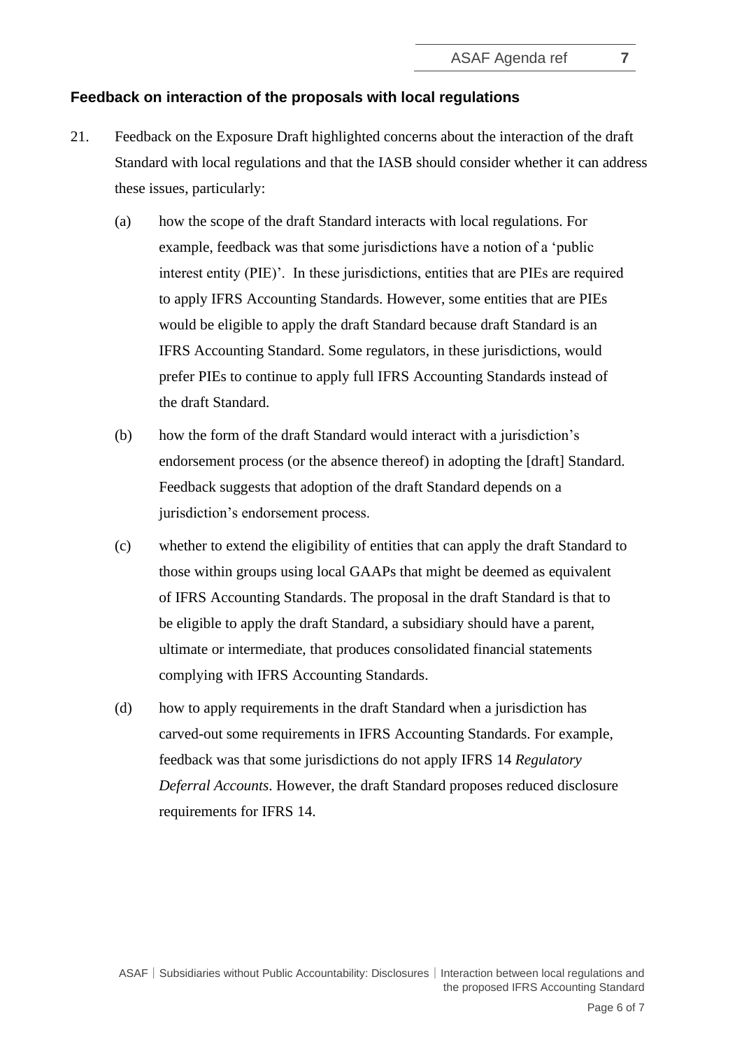### Feedback on interaction of the proposals with local regulations

21. Feedback on the Exposure Draft highlighted concerns about the interaction of the draft Standard with local regulations and that the IASB should consider whether it can address these issues, particularly:

    (a) how the scope of the draft Standard interacts with local regulations. For example, feedback was that some jurisdictions have a notion of a 'public interest entity (PIE)'. In these jurisdictions, entities that are PIEs are required to apply IFRS Accounting Standards. However, some entities that are PIEs would be eligible to apply the draft Standard because draft Standard is an IFRS Accounting Standard. Some regulators, in these jurisdictions, would prefer PIEs to continue to apply full IFRS Accounting Standards instead of the draft Standard.

    (b) how the form of the draft Standard would interact with a jurisdiction's endorsement process (or the absence thereof) in adopting the [draft] Standard. Feedback suggests that adoption of the draft Standard depends on a jurisdiction's endorsement process.

    (c) whether to extend the eligibility of entities that can apply the draft Standard to those within groups using local GAAPs that might be deemed as equivalent of IFRS Accounting Standards. The proposal in the draft Standard is that to be eligible to apply the draft Standard, a subsidiary should have a parent, ultimate or intermediate, that produces consolidated financial statements complying with IFRS Accounting Standards.

    (d) how to apply requirements in the draft Standard when a jurisdiction has carved-out some requirements in IFRS Accounting Standards. For example, feedback was that some jurisdictions do not apply IFRS 14 *Regulatory Deferral Accounts*. However, the draft Standard proposes reduced disclosure requirements for IFRS 14.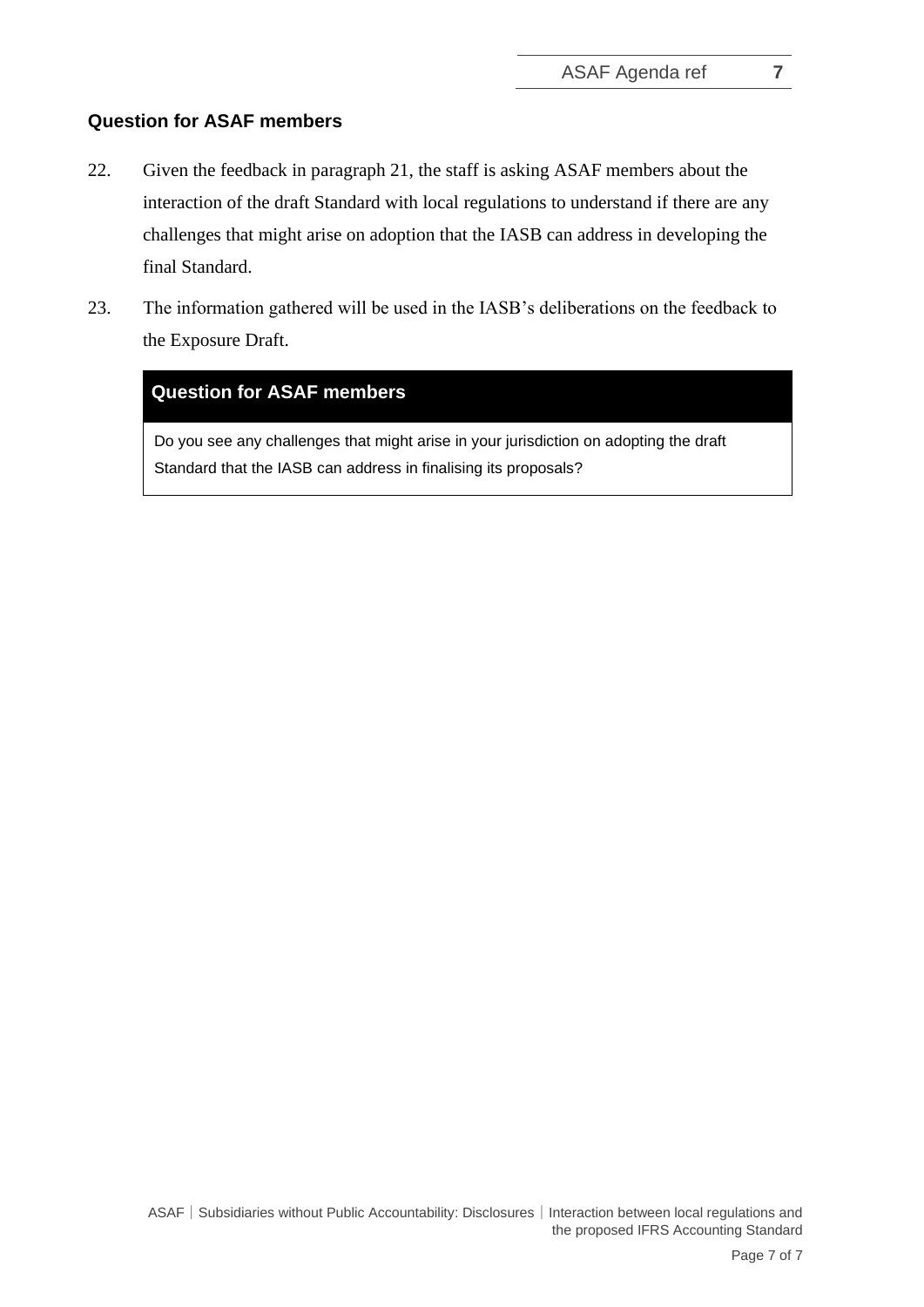## Question for ASAF members

22. Given the feedback in paragraph 21, the staff is asking ASAF members about the interaction of the draft Standard with local regulations to understand if there are any challenges that might arise on adoption that the IASB can address in developing the final Standard.

23. The information gathered will be used in the IASB's deliberations on the feedback to the Exposure Draft.

**Question for ASAF members**

Do you see any challenges that might arise in your jurisdiction on adopting the draft Standard that the IASB can address in finalising its proposals?